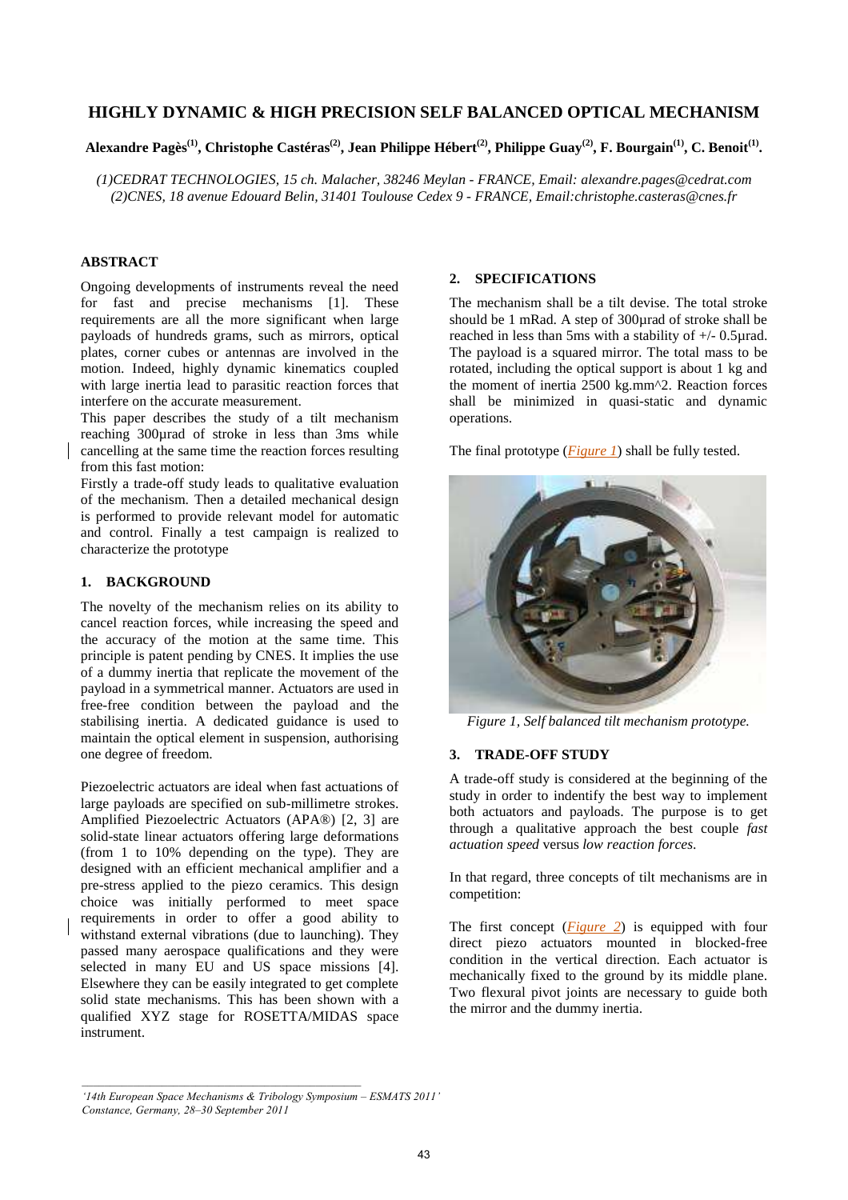# HIGHLY DYNAMIC & HIGH PRECISION SELF BALANCED OPTICAL MECHANISM

**Alexandre Pagès[(1)], Christophe Castéras[(2)], Jean Philippe Hébert[(2)], Philippe Guay[(2)], F. Bourgain[(1)], C. Benoit[(1)].**

*(1)CEDRAT TECHNOLOGIES, 15 ch. Malacher, 38246 Meylan - FRANCE, Email: alexandre.pages@cedrat.com*
*(2)CNES, 18 avenue Edouard Belin, 31401 Toulouse Cedex 9 - FRANCE, Email:christophe.casteras@cnes.fr*

## ABSTRACT

Ongoing developments of instruments reveal the need for fast and precise mechanisms [1]. These requirements are all the more significant when large payloads of hundreds grams, such as mirrors, optical plates, corner cubes or antennas are involved in the motion. Indeed, highly dynamic kinematics coupled with large inertia lead to parasitic reaction forces that interfere on the accurate measurement.

This paper describes the study of a tilt mechanism reaching 300µrad of stroke in less than 3ms while cancelling at the same time the reaction forces resulting from this fast motion:

Firstly a trade-off study leads to qualitative evaluation of the mechanism. Then a detailed mechanical design is performed to provide relevant model for automatic and control. Finally a test campaign is realized to characterize the prototype

## 1. BACKGROUND

The novelty of the mechanism relies on its ability to cancel reaction forces, while increasing the speed and the accuracy of the motion at the same time. This principle is patent pending by CNES. It implies the use of a dummy inertia that replicate the movement of the payload in a symmetrical manner. Actuators are used in free-free condition between the payload and the stabilising inertia. A dedicated guidance is used to maintain the optical element in suspension, authorising one degree of freedom.

Piezoelectric actuators are ideal when fast actuations of large payloads are specified on sub-millimetre strokes. Amplified Piezoelectric Actuators (APA®) [2, 3] are solid-state linear actuators offering large deformations (from 1 to 10% depending on the type). They are designed with an efficient mechanical amplifier and a pre-stress applied to the piezo ceramics. This design choice was initially performed to meet space requirements in order to offer a good ability to withstand external vibrations (due to launching). They passed many aerospace qualifications and they were selected in many EU and US space missions [4]. Elsewhere they can be easily integrated to get complete solid state mechanisms. This has been shown with a qualified XYZ stage for ROSETTA/MIDAS space instrument.

## 2. SPECIFICATIONS

The mechanism shall be a tilt devise. The total stroke should be 1 mRad. A step of 300µrad of stroke shall be reached in less than 5ms with a stability of +/- 0.5µrad. The payload is a squared mirror. The total mass to be rotated, including the optical support is about 1 kg and the moment of inertia 2500 kg.mm^2. Reaction forces shall be minimized in quasi-static and dynamic operations.

The final prototype (*Figure 1*) shall be fully tested.

*Figure 1, Self balanced tilt mechanism prototype.*

## 3. TRADE-OFF STUDY

A trade-off study is considered at the beginning of the study in order to indentify the best way to implement both actuators and payloads. The purpose is to get through a qualitative approach the best couple *fast actuation speed* versus *low reaction forces.*

In that regard, three concepts of tilt mechanisms are in competition:

The first concept (*Figure 2*) is equipped with four direct piezo actuators mounted in blocked-free condition in the vertical direction. Each actuator is mechanically fixed to the ground by its middle plane. Two flexural pivot joints are necessary to guide both the mirror and the dummy inertia.

*'14th European Space Mechanisms & Tribology Symposium – ESMATS 2011'*
*Constance, Germany, 28–30 September 2011*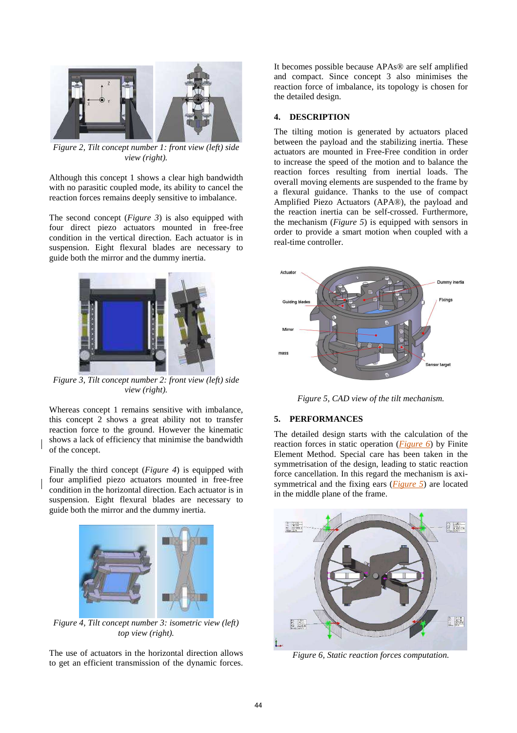*Figure 2, Tilt concept number 1: front view (left) side view (right).*

Although this concept 1 shows a clear high bandwidth with no parasitic coupled mode, its ability to cancel the reaction forces remains deeply sensitive to imbalance.

The second concept (*Figure 3*) is also equipped with four direct piezo actuators mounted in free-free condition in the vertical direction. Each actuator is in suspension. Eight flexural blades are necessary to guide both the mirror and the dummy inertia.

*Figure 3, Tilt concept number 2: front view (left) side view (right).*

Whereas concept 1 remains sensitive with imbalance, this concept 2 shows a great ability not to transfer reaction force to the ground. However the kinematic shows a lack of efficiency that minimise the bandwidth of the concept.

Finally the third concept (*Figure 4*) is equipped with four amplified piezo actuators mounted in free-free condition in the horizontal direction. Each actuator is in suspension. Eight flexural blades are necessary to guide both the mirror and the dummy inertia.

*Figure 4, Tilt concept number 3: isometric view (left) top view (right).*

The use of actuators in the horizontal direction allows to get an efficient transmission of the dynamic forces. It becomes possible because APAs® are self amplified and compact. Since concept 3 also minimises the reaction force of imbalance, its topology is chosen for the detailed design.

## 4. DESCRIPTION

The tilting motion is generated by actuators placed between the payload and the stabilizing inertia. These actuators are mounted in Free-Free condition in order to increase the speed of the motion and to balance the reaction forces resulting from inertial loads. The overall moving elements are suspended to the frame by a flexural guidance. Thanks to the use of compact Amplified Piezo Actuators (APA®), the payload and the reaction inertia can be self-crossed. Furthermore, the mechanism (*Figure 5*) is equipped with sensors in order to provide a smart motion when coupled with a real-time controller.

*Figure 5, CAD view of the tilt mechanism.*

## 5. PERFORMANCES

The detailed design starts with the calculation of the reaction forces in static operation (*Figure 6*) by Finite Element Method. Special care has been taken in the symmetrisation of the design, leading to static reaction force cancellation. In this regard the mechanism is axi-symmetrical and the fixing ears (*Figure 5*) are located in the middle plane of the frame.

*Figure 6, Static reaction forces computation.*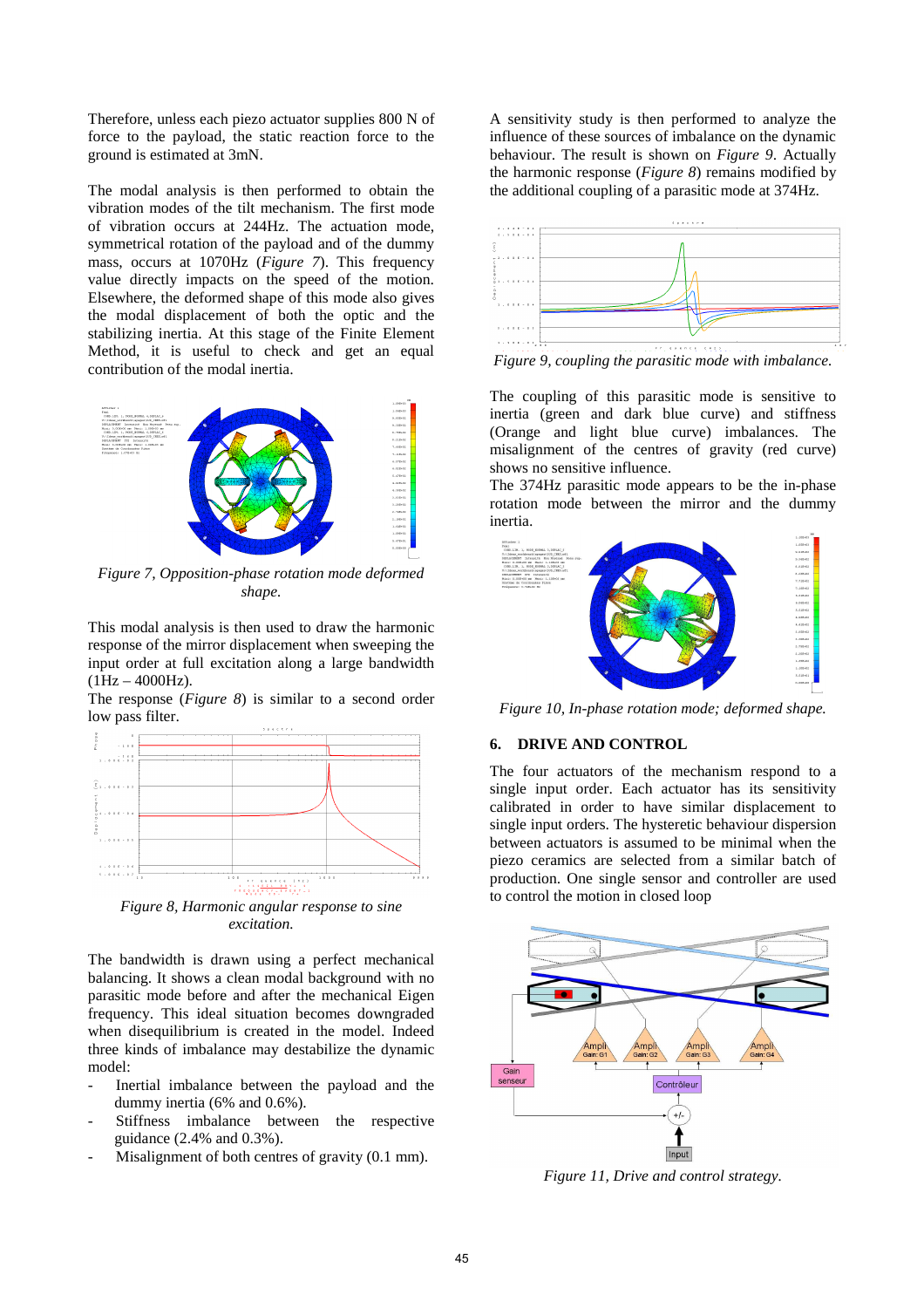Therefore, unless each piezo actuator supplies 800 N of force to the payload, the static reaction force to the ground is estimated at 3mN.

The modal analysis is then performed to obtain the vibration modes of the tilt mechanism. The first mode of vibration occurs at 244Hz. The actuation mode, symmetrical rotation of the payload and of the dummy mass, occurs at 1070Hz (*Figure 7*). This frequency value directly impacts on the speed of the motion. Elsewhere, the deformed shape of this mode also gives the modal displacement of both the optic and the stabilizing inertia. At this stage of the Finite Element Method, it is useful to check and get an equal contribution of the modal inertia.

*Figure 7, Opposition-phase rotation mode deformed shape.*

This modal analysis is then used to draw the harmonic response of the mirror displacement when sweeping the input order at full excitation along a large bandwidth (1Hz – 4000Hz).

The response (*Figure 8*) is similar to a second order low pass filter.

*Figure 8, Harmonic angular response to sine excitation.*

The bandwidth is drawn using a perfect mechanical balancing. It shows a clean modal background with no parasitic mode before and after the mechanical Eigen frequency. This ideal situation becomes downgraded when disequilibrium is created in the model. Indeed three kinds of imbalance may destabilize the dynamic model:

- Inertial imbalance between the payload and the dummy inertia (6% and 0.6%).
- Stiffness imbalance between the respective guidance (2.4% and 0.3%).
- Misalignment of both centres of gravity (0.1 mm).

A sensitivity study is then performed to analyze the influence of these sources of imbalance on the dynamic behaviour. The result is shown on *Figure 9*. Actually the harmonic response (*Figure 8*) remains modified by the additional coupling of a parasitic mode at 374Hz.

*Figure 9, coupling the parasitic mode with imbalance.*

The coupling of this parasitic mode is sensitive to inertia (green and dark blue curve) and stiffness (Orange and light blue curve) imbalances. The misalignment of the centres of gravity (red curve) shows no sensitive influence.

The 374Hz parasitic mode appears to be the in-phase rotation mode between the mirror and the dummy inertia.

*Figure 10, In-phase rotation mode; deformed shape.*

## 6. DRIVE AND CONTROL

The four actuators of the mechanism respond to a single input order. Each actuator has its sensitivity calibrated in order to have similar displacement to single input orders. The hysteretic behaviour dispersion between actuators is assumed to be minimal when the piezo ceramics are selected from a similar batch of production. One single sensor and controller are used to control the motion in closed loop

*Figure 11, Drive and control strategy.*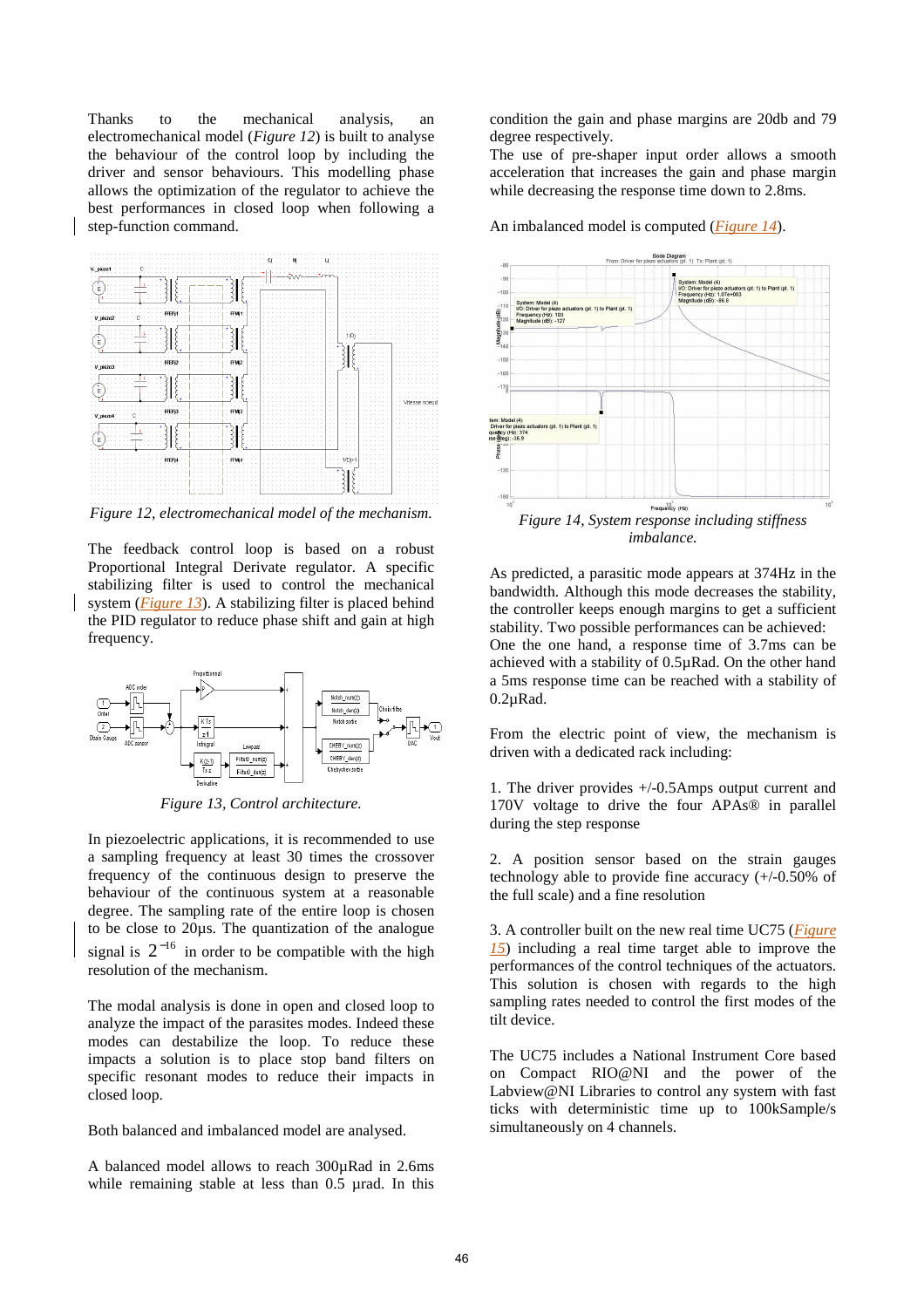Thanks to the mechanical analysis, an electromechanical model (*Figure 12*) is built to analyse the behaviour of the control loop by including the driver and sensor behaviours. This modelling phase allows the optimization of the regulator to achieve the best performances in closed loop when following a step-function command.

*Figure 12, electromechanical model of the mechanism.*

The feedback control loop is based on a robust Proportional Integral Derivate regulator. A specific stabilizing filter is used to control the mechanical system (*Figure 13*). A stabilizing filter is placed behind the PID regulator to reduce phase shift and gain at high frequency.

*Figure 13, Control architecture.*

In piezoelectric applications, it is recommended to use a sampling frequency at least 30 times the crossover frequency of the continuous design to preserve the behaviour of the continuous system at a reasonable degree. The sampling rate of the entire loop is chosen to be close to 20µs. The quantization of the analogue signal is $2^{-16}$ in order to be compatible with the high resolution of the mechanism.

The modal analysis is done in open and closed loop to analyze the impact of the parasites modes. Indeed these modes can destabilize the loop. To reduce these impacts a solution is to place stop band filters on specific resonant modes to reduce their impacts in closed loop.

Both balanced and imbalanced model are analysed.

A balanced model allows to reach 300µRad in 2.6ms while remaining stable at less than 0.5 µrad. In this condition the gain and phase margins are 20db and 79 degree respectively.

The use of pre-shaper input order allows a smooth acceleration that increases the gain and phase margin while decreasing the response time down to 2.8ms.

An imbalanced model is computed (*Figure 14*).

*Figure 14, System response including stiffness imbalance.*

As predicted, a parasitic mode appears at 374Hz in the bandwidth. Although this mode decreases the stability, the controller keeps enough margins to get a sufficient stability. Two possible performances can be achieved:
One the one hand, a response time of 3.7ms can be achieved with a stability of 0.5µRad. On the other hand a 5ms response time can be reached with a stability of 0.2µRad.

From the electric point of view, the mechanism is driven with a dedicated rack including:

1. The driver provides +/-0.5Amps output current and 170V voltage to drive the four APAs® in parallel during the step response

2. A position sensor based on the strain gauges technology able to provide fine accuracy (+/-0.50% of the full scale) and a fine resolution

3. A controller built on the new real time UC75 (*Figure 15*) including a real time target able to improve the performances of the control techniques of the actuators. This solution is chosen with regards to the high sampling rates needed to control the first modes of the tilt device.

The UC75 includes a National Instrument Core based on Compact RIO@NI and the power of the Labview@NI Libraries to control any system with fast ticks with deterministic time up to 100kSample/s simultaneously on 4 channels.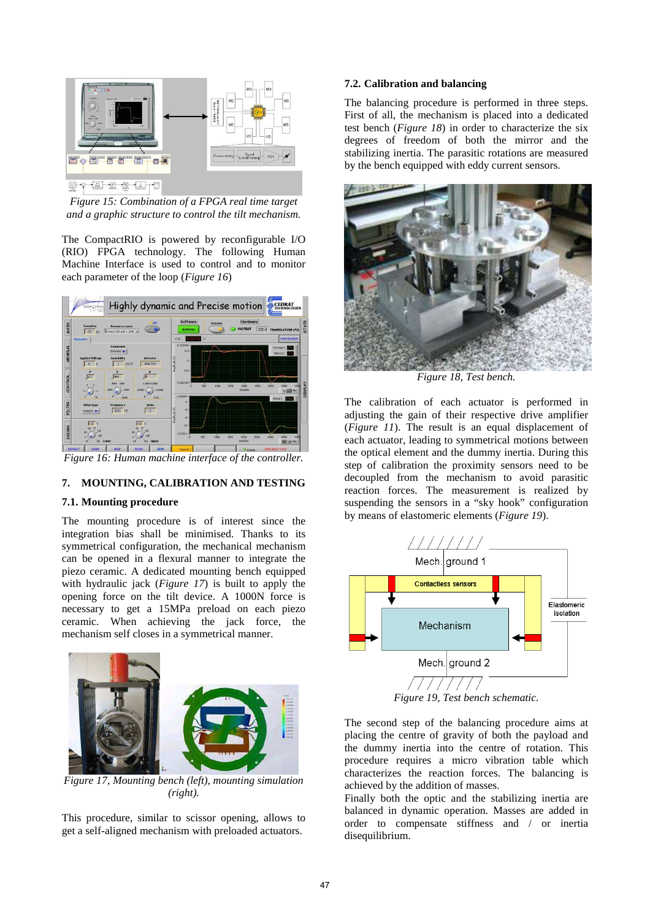*Figure 15: Combination of a FPGA real time target and a graphic structure to control the tilt mechanism.*

The CompactRIO is powered by reconfigurable I/O (RIO) FPGA technology. The following Human Machine Interface is used to control and to monitor each parameter of the loop (*Figure 16*)

*Figure 16: Human machine interface of the controller.*

## 7. MOUNTING, CALIBRATION AND TESTING

### 7.1. Mounting procedure

The mounting procedure is of interest since the integration bias shall be minimised. Thanks to its symmetrical configuration, the mechanical mechanism can be opened in a flexural manner to integrate the piezo ceramic. A dedicated mounting bench equipped with hydraulic jack (*Figure 17*) is built to apply the opening force on the tilt device. A 1000N force is necessary to get a 15MPa preload on each piezo ceramic. When achieving the jack force, the mechanism self closes in a symmetrical manner.

*Figure 17, Mounting bench (left), mounting simulation (right).*

This procedure, similar to scissor opening, allows to get a self-aligned mechanism with preloaded actuators.

### 7.2. Calibration and balancing

The balancing procedure is performed in three steps. First of all, the mechanism is placed into a dedicated test bench (*Figure 18*) in order to characterize the six degrees of freedom of both the mirror and the stabilizing inertia. The parasitic rotations are measured by the bench equipped with eddy current sensors.

*Figure 18, Test bench.*

The calibration of each actuator is performed in adjusting the gain of their respective drive amplifier (*Figure 11*). The result is an equal displacement of each actuator, leading to symmetrical motions between the optical element and the dummy inertia. During this step of calibration the proximity sensors need to be decoupled from the mechanism to avoid parasitic reaction forces. The measurement is realized by suspending the sensors in a "sky hook" configuration by means of elastomeric elements (*Figure 19*).

*Figure 19, Test bench schematic.*

The second step of the balancing procedure aims at placing the centre of gravity of both the payload and the dummy inertia into the centre of rotation. This procedure requires a micro vibration table which characterizes the reaction forces. The balancing is achieved by the addition of masses.

Finally both the optic and the stabilizing inertia are balanced in dynamic operation. Masses are added in order to compensate stiffness and / or inertia disequilibrium.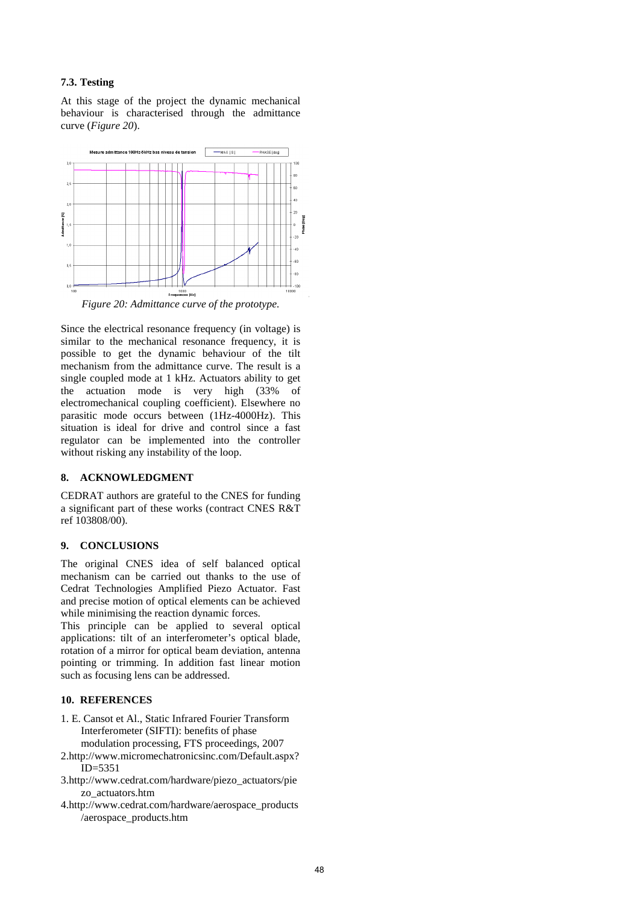### 7.3. Testing

At this stage of the project the dynamic mechanical behaviour is characterised through the admittance curve (*Figure 20*).

Mesure admittance 100Hz-5kHz bas niveau de tension

MAG [S]

PHASE [deg]

Admittance [S]

Phase [deg]

Frequences [Hz]

3,0
2,5
2,0
1,5
1,0
0,5
0,0

100
80
60
40
20
0
-20
-40
-60
-80
-100

100
1000
10000

*Figure 20: Admittance curve of the prototype.*

Since the electrical resonance frequency (in voltage) is similar to the mechanical resonance frequency, it is possible to get the dynamic behaviour of the tilt mechanism from the admittance curve. The result is a single coupled mode at 1 kHz. Actuators ability to get the actuation mode is very high (33% of electromechanical coupling coefficient). Elsewhere no parasitic mode occurs between (1Hz-4000Hz). This situation is ideal for drive and control since a fast regulator can be implemented into the controller without risking any instability of the loop.

## 8. ACKNOWLEDGMENT

CEDRAT authors are grateful to the CNES for funding a significant part of these works (contract CNES R&T ref 103808/00).

## 9. CONCLUSIONS

The original CNES idea of self balanced optical mechanism can be carried out thanks to the use of Cedrat Technologies Amplified Piezo Actuator. Fast and precise motion of optical elements can be achieved while minimising the reaction dynamic forces.

This principle can be applied to several optical applications: tilt of an interferometer's optical blade, rotation of a mirror for optical beam deviation, antenna pointing or trimming. In addition fast linear motion such as focusing lens can be addressed.

## 10. REFERENCES

1. E. Cansot et Al., Static Infrared Fourier Transform Interferometer (SIFTI): benefits of phase modulation processing, FTS proceedings, 2007
2. http://www.micromechatronicsinc.com/Default.aspx?ID=5351
3. http://www.cedrat.com/hardware/piezo_actuators/piezo_actuators.htm
4. http://www.cedrat.com/hardware/aerospace_products/aerospace_products.htm